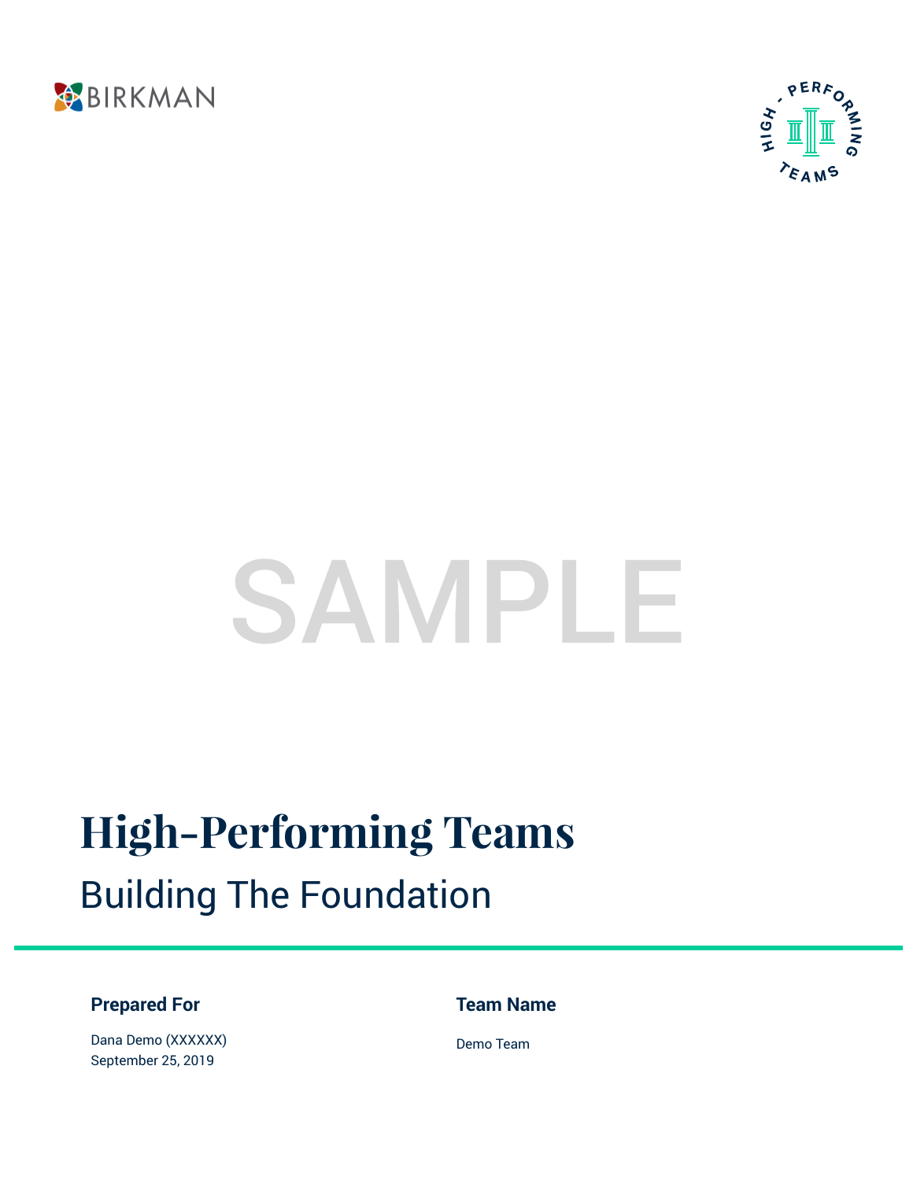BIRKMAN

HIGH - PERFORMING TEAMS

SAMPLE

# High-Performing Teams

## Building The Foundation

**Prepared For**

Dana Demo (XXXXXX)
September 25, 2019

**Team Name**

Demo Team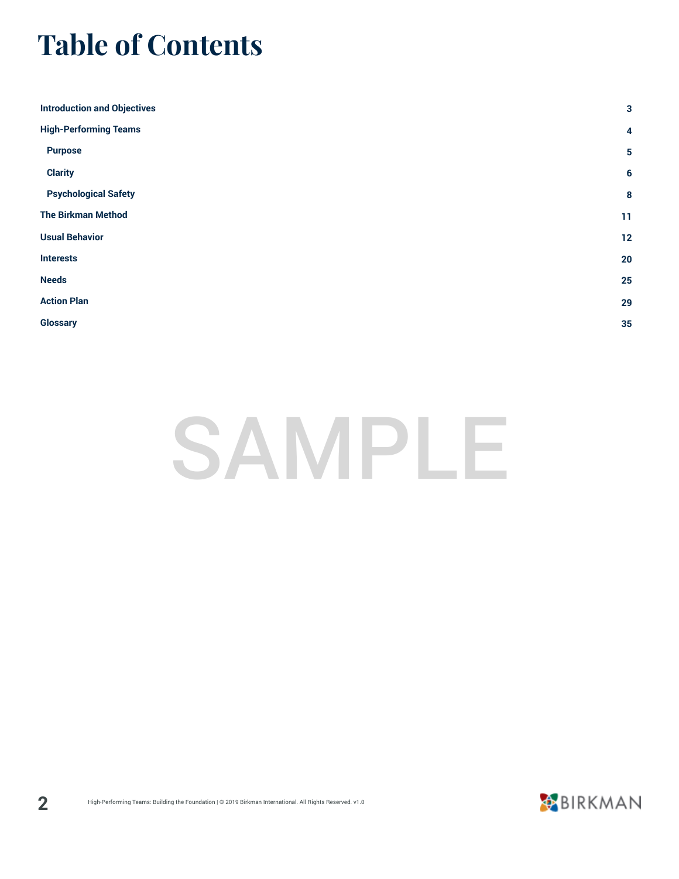# Table of Contents

| | |
|---|---|
| Introduction and Objectives | 3 |
| High-Performing Teams | 4 |
| Purpose | 5 |
| Clarity | 6 |
| Psychological Safety | 8 |
| The Birkman Method | 11 |
| Usual Behavior | 12 |
| Interests | 20 |
| Needs | 25 |
| Action Plan | 29 |
| Glossary | 35 |

SAMPLE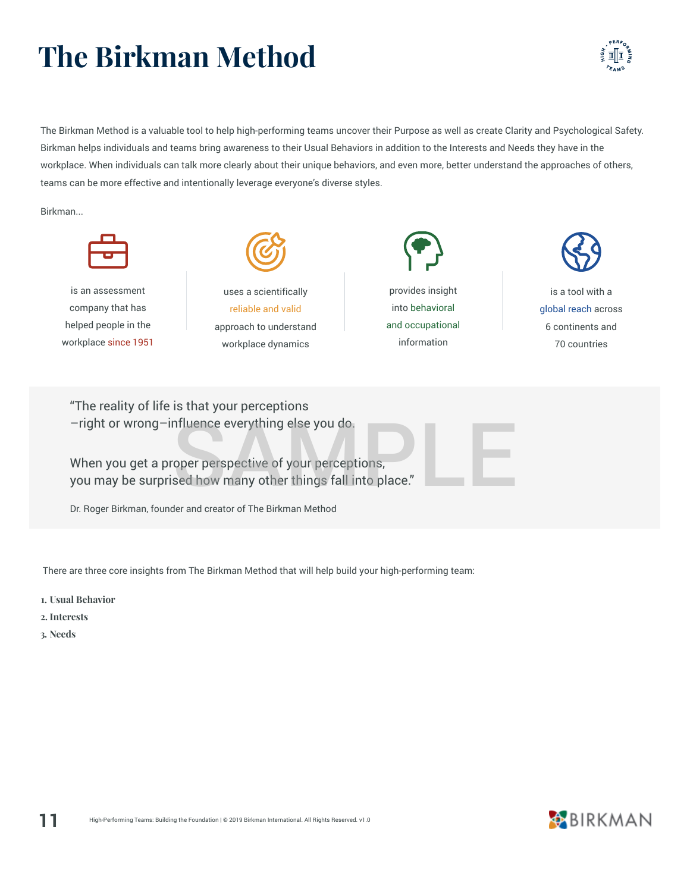# The Birkman Method

The Birkman Method is a valuable tool to help high-performing teams uncover their Purpose as well as create Clarity and Psychological Safety. Birkman helps individuals and teams bring awareness to their Usual Behaviors in addition to the Interests and Needs they have in the workplace. When individuals can talk more clearly about their unique behaviors, and even more, better understand the approaches of others, teams can be more effective and intentionally leverage everyone's diverse styles.

Birkman...

- is an assessment company that has helped people in the workplace since 1951
- uses a scientifically reliable and valid approach to understand workplace dynamics
- provides insight into behavioral and occupational information
- is a tool with a global reach across 6 continents and 70 countries

> "The reality of life is that your perceptions —right or wrong—influence everything else you do.
>
> When you get a proper perspective of your perceptions, you may be surprised how many other things fall into place."
>
> Dr. Roger Birkman, founder and creator of The Birkman Method

There are three core insights from The Birkman Method that will help build your high-performing team:

1. **Usual Behavior**
2. **Interests**
3. **Needs**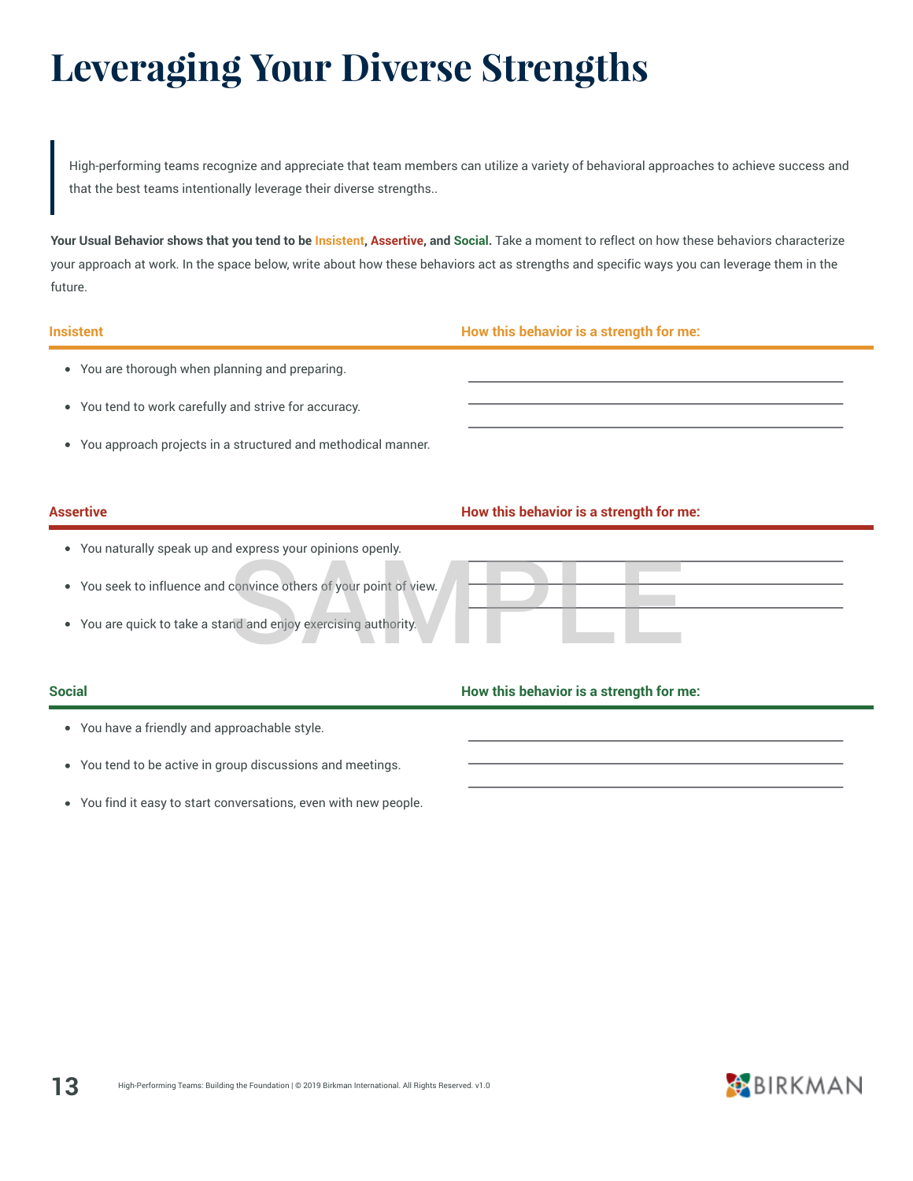# Leveraging Your Diverse Strengths

> High-performing teams recognize and appreciate that team members can utilize a variety of behavioral approaches to achieve success and that the best teams intentionally leverage their diverse strengths..

**Your Usual Behavior shows that you tend to be Insistent, Assertive, and Social.** Take a moment to reflect on how these behaviors characterize your approach at work. In the space below, write about how these behaviors act as strengths and specific ways you can leverage them in the future.

### Insistent

**How this behavior is a strength for me:**

- You are thorough when planning and preparing.
- You tend to work carefully and strive for accuracy.
- You approach projects in a structured and methodical manner.

_______________________________________________

_______________________________________________

_______________________________________________

### Assertive

**How this behavior is a strength for me:**

- You naturally speak up and express your opinions openly.
- You seek to influence and convince others of your point of view.
- You are quick to take a stand and enjoy exercising authority.

_______________________________________________

_______________________________________________

_______________________________________________

### Social

**How this behavior is a strength for me:**

- You have a friendly and approachable style.
- You tend to be active in group discussions and meetings.
- You find it easy to start conversations, even with new people.

_______________________________________________

_______________________________________________

_______________________________________________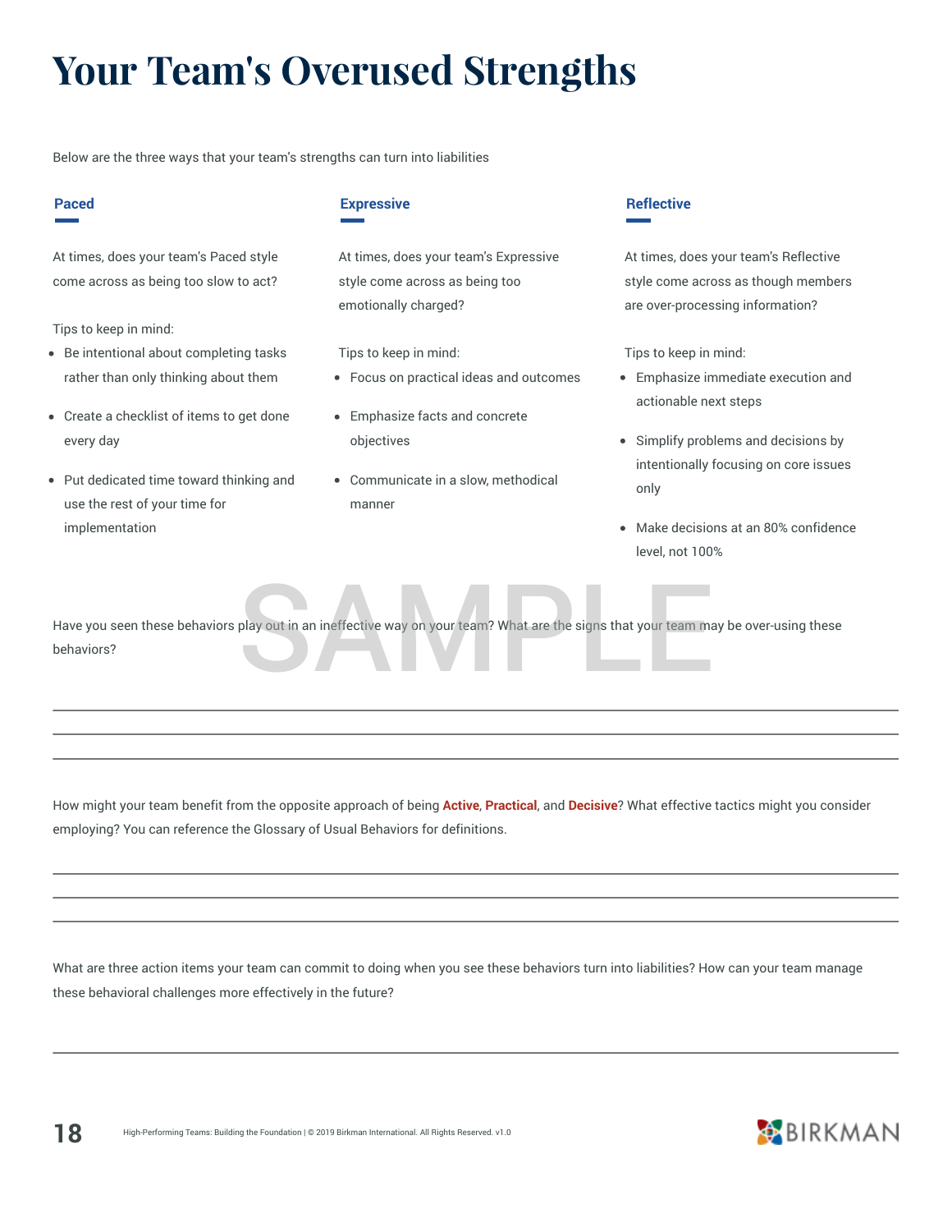# Your Team's Overused Strengths

Below are the three ways that your team's strengths can turn into liabilities

### Paced

At times, does your team's Paced style come across as being too slow to act?

Tips to keep in mind:

- Be intentional about completing tasks rather than only thinking about them
- Create a checklist of items to get done every day
- Put dedicated time toward thinking and use the rest of your time for implementation

### Expressive

At times, does your team's Expressive style come across as being too emotionally charged?

Tips to keep in mind:

- Focus on practical ideas and outcomes
- Emphasize facts and concrete objectives
- Communicate in a slow, methodical manner

### Reflective

At times, does your team's Reflective style come across as though members are over-processing information?

Tips to keep in mind:

- Emphasize immediate execution and actionable next steps
- Simplify problems and decisions by intentionally focusing on core issues only
- Make decisions at an 80% confidence level, not 100%

Have you seen these behaviors play out in an ineffective way on your team? What are the signs that your team may be over-using these behaviors?

---

---

---

How might your team benefit from the opposite approach of being **Active**, **Practical**, and **Decisive**? What effective tactics might you consider employing? You can reference the Glossary of Usual Behaviors for definitions.

---

---

---

What are three action items your team can commit to doing when you see these behaviors turn into liabilities? How can your team manage these behavioral challenges more effectively in the future?

---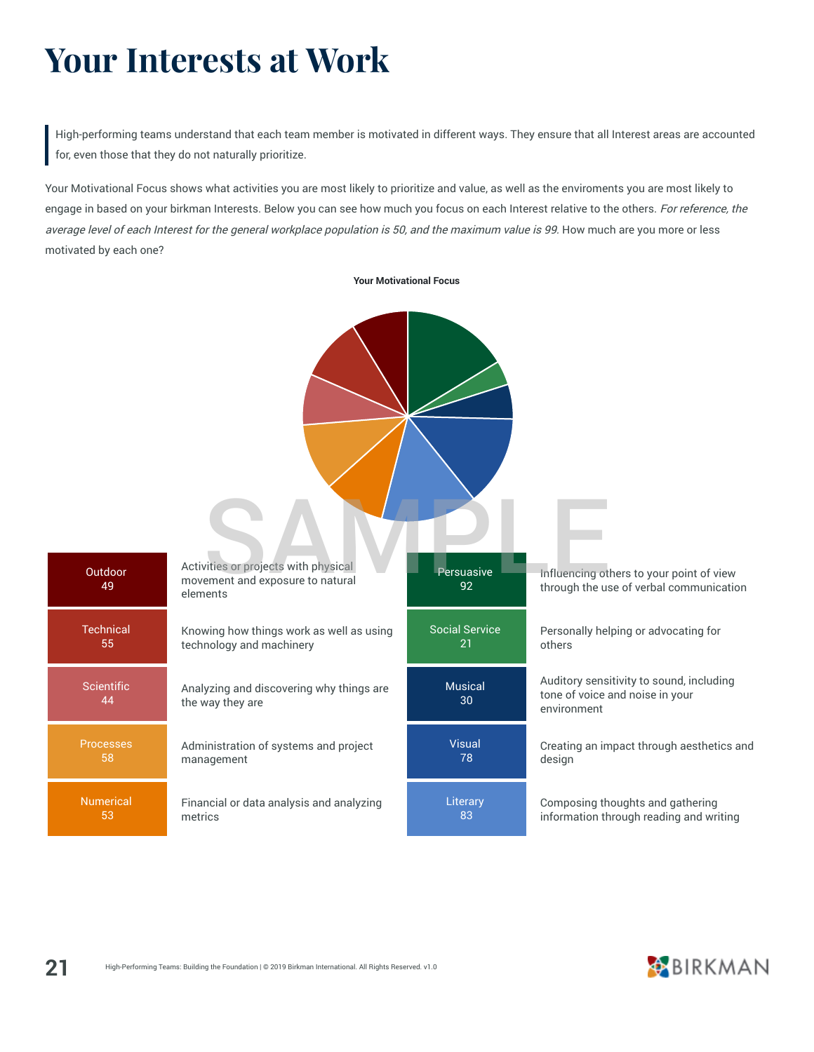# Your Interests at Work

> High-performing teams understand that each team member is motivated in different ways. They ensure that all Interest areas are accounted for, even those that they do not naturally prioritize.

Your Motivational Focus shows what activities you are most likely to prioritize and value, as well as the enviroments you are most likely to engage in based on your birkman Interests. Below you can see how much you focus on each Interest relative to the others. *For reference, the average level of each Interest for the general workplace population is 50, and the maximum value is 99.* How much are you more or less motivated by each one?

**Your Motivational Focus**

| Interest | Score | Description |
| --- | --- | --- |
| Outdoor | 49 | Activities or projects with physical movement and exposure to natural elements |
| Technical | 55 | Knowing how things work as well as using technology and machinery |
| Scientific | 44 | Analyzing and discovering why things are the way they are |
| Processes | 58 | Administration of systems and project management |
| Numerical | 53 | Financial or data analysis and analyzing metrics |
| Persuasive | 92 | Influencing others to your point of view through the use of verbal communication |
| Social Service | 21 | Personally helping or advocating for others |
| Musical | 30 | Auditory sensitivity to sound, including tone of voice and noise in your environment |
| Visual | 78 | Creating an impact through aesthetics and design |
| Literary | 83 | Composing thoughts and gathering information through reading and writing |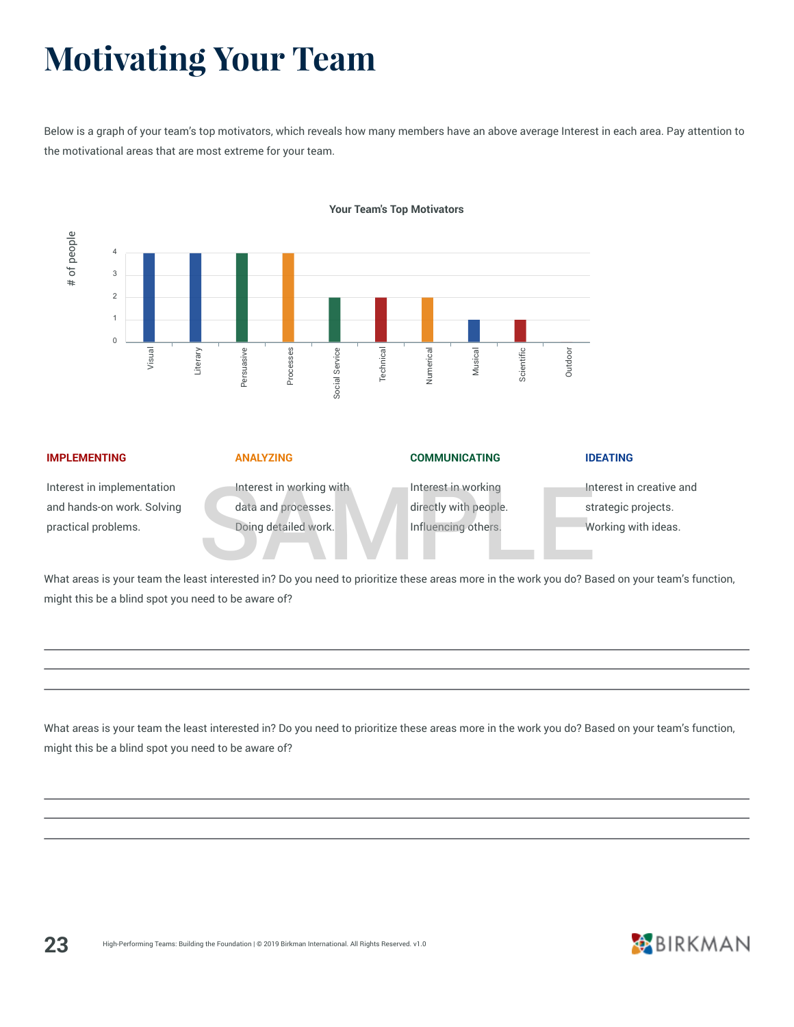# Motivating Your Team

Below is a graph of your team's top motivators, which reveals how many members have an above average Interest in each area. Pay attention to the motivational areas that are most extreme for your team.

**Your Team's Top Motivators**

| Motivator | # of people |
|---|---|
| Visual | 4 |
| Literary | 4 |
| Persuasive | 4 |
| Processes | 4 |
| Social Service | 2 |
| Technical | 2 |
| Numerical | 2 |
| Musical | 1 |
| Scientific | 1 |
| Outdoor | 0 |

**IMPLEMENTING**

Interest in implementation and hands-on work. Solving practical problems.

**ANALYZING**

Interest in working with data and processes. Doing detailed work.

**COMMUNICATING**

Interest in working directly with people. Influencing others.

**IDEATING**

Interest in creative and strategic projects. Working with ideas.

What areas is your team the least interested in? Do you need to prioritize these areas more in the work you do? Based on your team's function, might this be a blind spot you need to be aware of?

___

___

___

What areas is your team the least interested in? Do you need to prioritize these areas more in the work you do? Based on your team's function, might this be a blind spot you need to be aware of?

___

___

___

High-Performing Teams: Building the Foundation | © 2019 Birkman International. All Rights Reserved. v1.0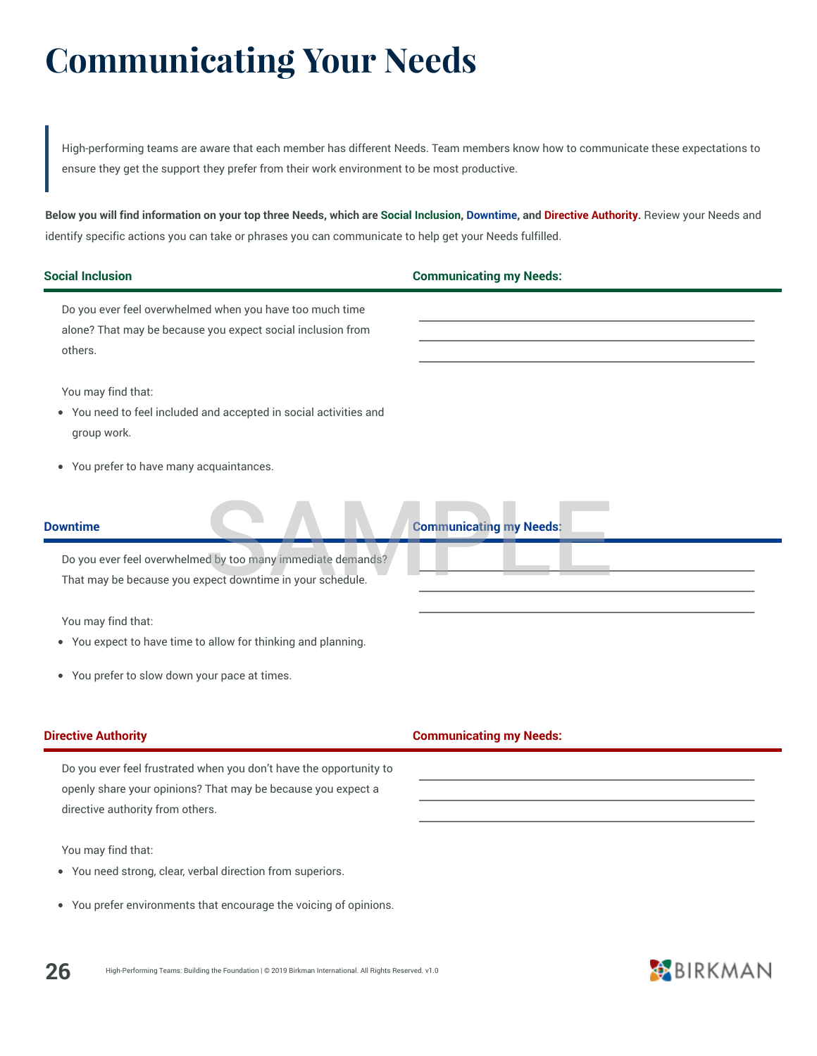# Communicating Your Needs

> High-performing teams are aware that each member has different Needs. Team members know how to communicate these expectations to ensure they get the support they prefer from their work environment to be most productive.

**Below you will find information on your top three Needs, which are Social Inclusion, Downtime, and Directive Authority.** Review your Needs and identify specific actions you can take or phrases you can communicate to help get your Needs fulfilled.

### Social Inclusion

Do you ever feel overwhelmed when you have too much time alone? That may be because you expect social inclusion from others.

You may find that:

- You need to feel included and accepted in social activities and group work.
- You prefer to have many acquaintances.

**Communicating my Needs:**

\_\_\_\_\_\_\_\_\_\_\_\_\_\_\_\_\_\_\_\_\_\_\_\_\_\_\_\_\_\_\_\_\_\_\_\_\_\_\_\_

\_\_\_\_\_\_\_\_\_\_\_\_\_\_\_\_\_\_\_\_\_\_\_\_\_\_\_\_\_\_\_\_\_\_\_\_\_\_\_\_

\_\_\_\_\_\_\_\_\_\_\_\_\_\_\_\_\_\_\_\_\_\_\_\_\_\_\_\_\_\_\_\_\_\_\_\_\_\_\_\_

### Downtime

Do you ever feel overwhelmed by too many immediate demands? That may be because you expect downtime in your schedule.

You may find that:

- You expect to have time to allow for thinking and planning.
- You prefer to slow down your pace at times.

**Communicating my Needs:**

\_\_\_\_\_\_\_\_\_\_\_\_\_\_\_\_\_\_\_\_\_\_\_\_\_\_\_\_\_\_\_\_\_\_\_\_\_\_\_\_

\_\_\_\_\_\_\_\_\_\_\_\_\_\_\_\_\_\_\_\_\_\_\_\_\_\_\_\_\_\_\_\_\_\_\_\_\_\_\_\_

\_\_\_\_\_\_\_\_\_\_\_\_\_\_\_\_\_\_\_\_\_\_\_\_\_\_\_\_\_\_\_\_\_\_\_\_\_\_\_\_

### Directive Authority

Do you ever feel frustrated when you don't have the opportunity to openly share your opinions? That may be because you expect a directive authority from others.

You may find that:

- You need strong, clear, verbal direction from superiors.
- You prefer environments that encourage the voicing of opinions.

**Communicating my Needs:**

\_\_\_\_\_\_\_\_\_\_\_\_\_\_\_\_\_\_\_\_\_\_\_\_\_\_\_\_\_\_\_\_\_\_\_\_\_\_\_\_

\_\_\_\_\_\_\_\_\_\_\_\_\_\_\_\_\_\_\_\_\_\_\_\_\_\_\_\_\_\_\_\_\_\_\_\_\_\_\_\_

\_\_\_\_\_\_\_\_\_\_\_\_\_\_\_\_\_\_\_\_\_\_\_\_\_\_\_\_\_\_\_\_\_\_\_\_\_\_\_\_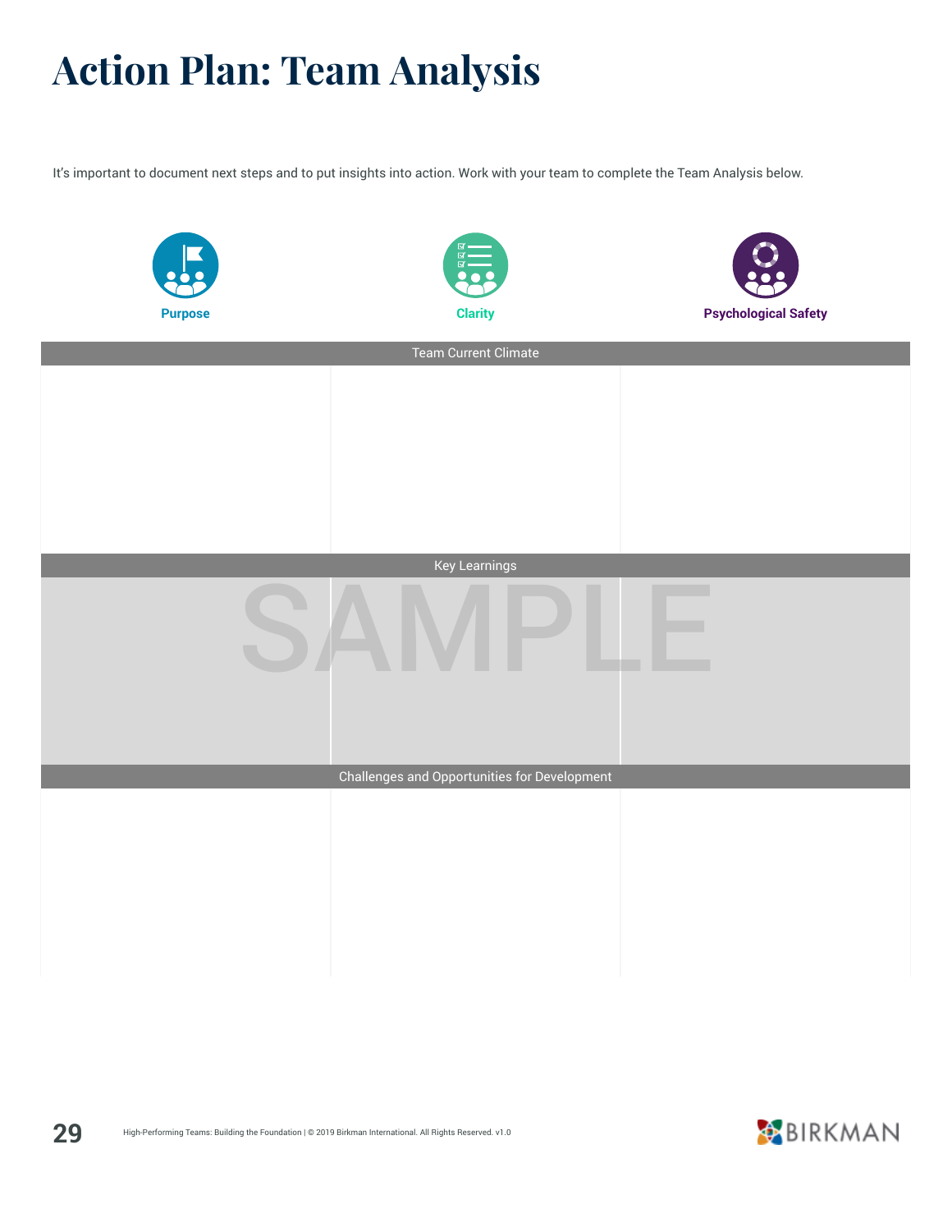# Action Plan: Team Analysis

It's important to document next steps and to put insights into action. Work with your team to complete the Team Analysis below.

| Purpose | Clarity | Psychological Safety |
|---|---|---|
| **Team Current Climate** | | |
| | | |
| **Key Learnings** | | |
| | | |
| **Challenges and Opportunities for Development** | | |
| | | |

SAMPLE

High-Performing Teams: Building the Foundation | © 2019 Birkman International. All Rights Reserved. v1.0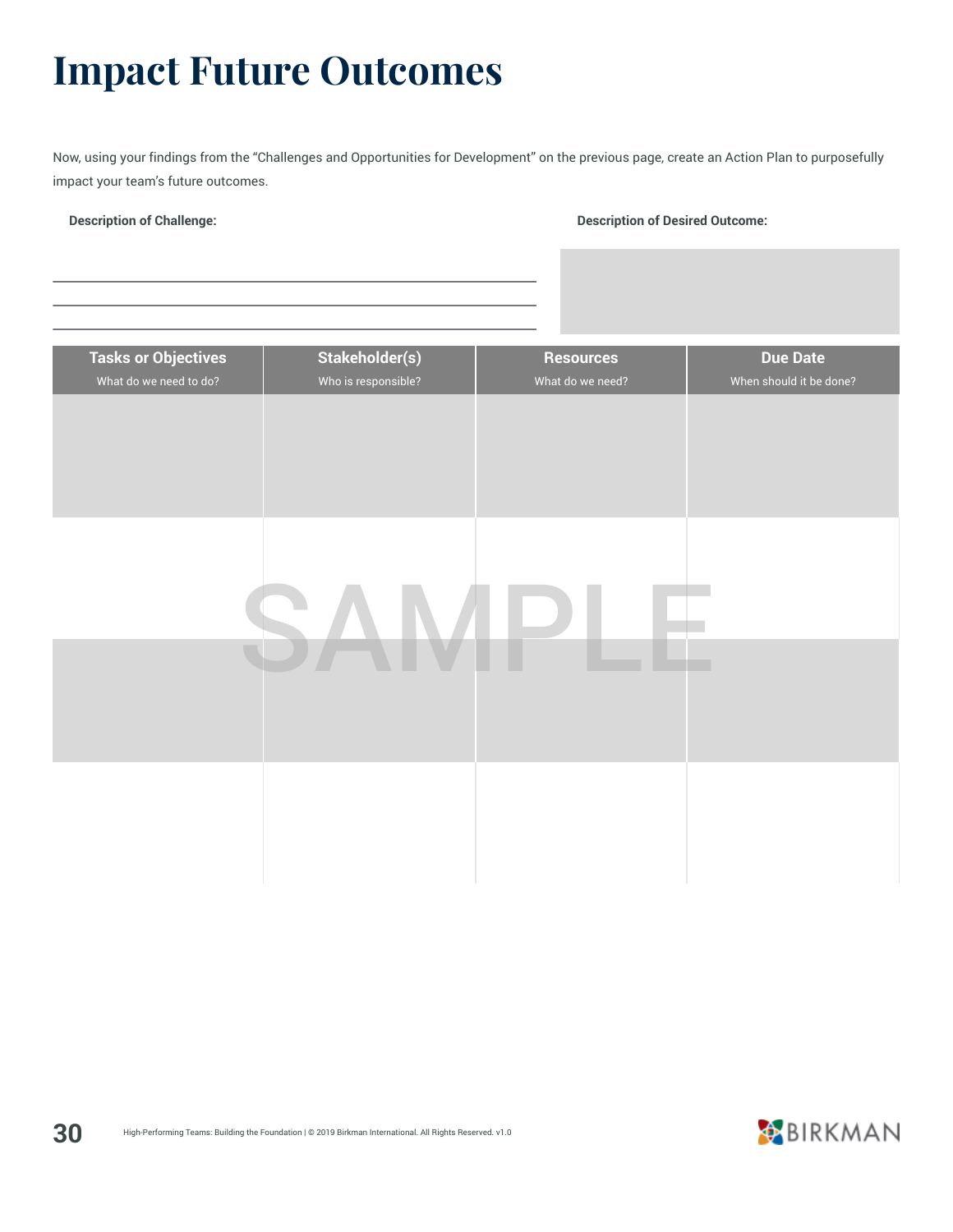# Impact Future Outcomes

Now, using your findings from the "Challenges and Opportunities for Development" on the previous page, create an Action Plan to purposefully impact your team's future outcomes.

**Description of Challenge:**

**Description of Desired Outcome:**

| Tasks or Objectives<br>What do we need to do? | Stakeholder(s)<br>Who is responsible? | Resources<br>What do we need? | Due Date<br>When should it be done? |
|---|---|---|---|
| | | | |
| | | | |
| | | | |
| | | | |

SAMPLE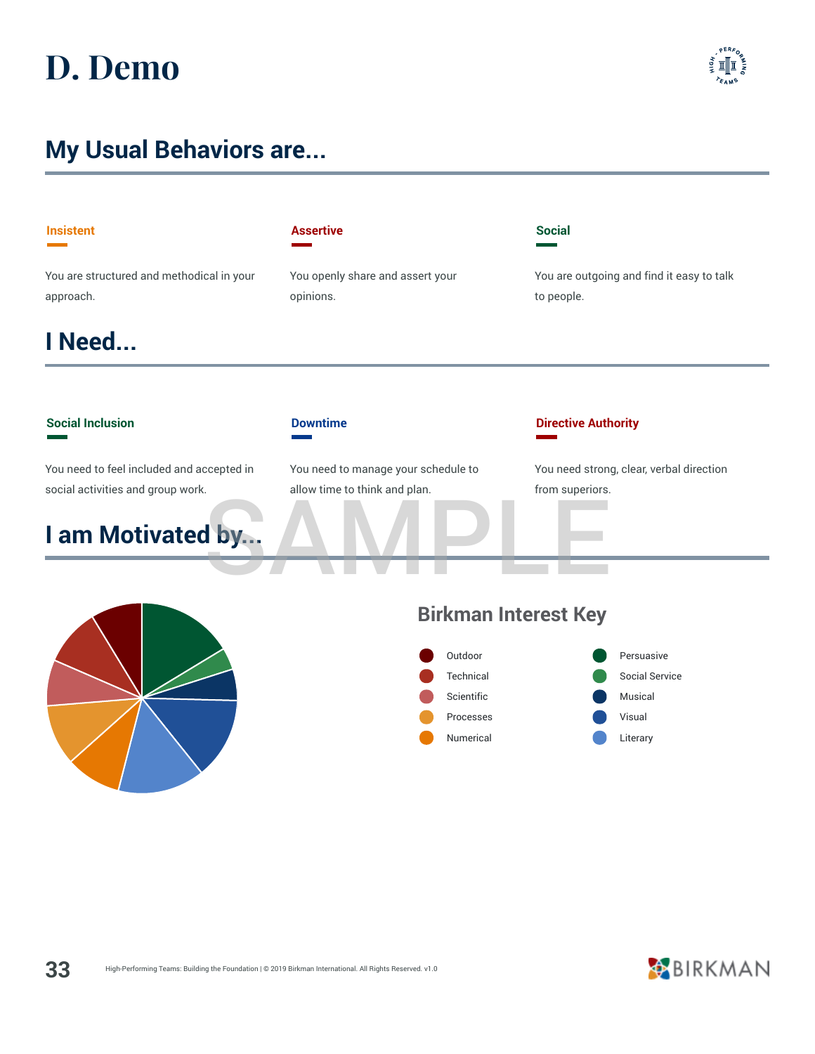# D. Demo

## My Usual Behaviors are...

**Insistent**

You are structured and methodical in your approach.

**Assertive**

You openly share and assert your opinions.

**Social**

You are outgoing and find it easy to talk to people.

## I Need...

**Social Inclusion**

You need to feel included and accepted in social activities and group work.

**Downtime**

You need to manage your schedule to allow time to think and plan.

**Directive Authority**

You need strong, clear, verbal direction from superiors.

## I am Motivated by...

### Birkman Interest Key

- Outdoor
- Technical
- Scientific
- Processes
- Numerical
- Persuasive
- Social Service
- Musical
- Visual
- Literary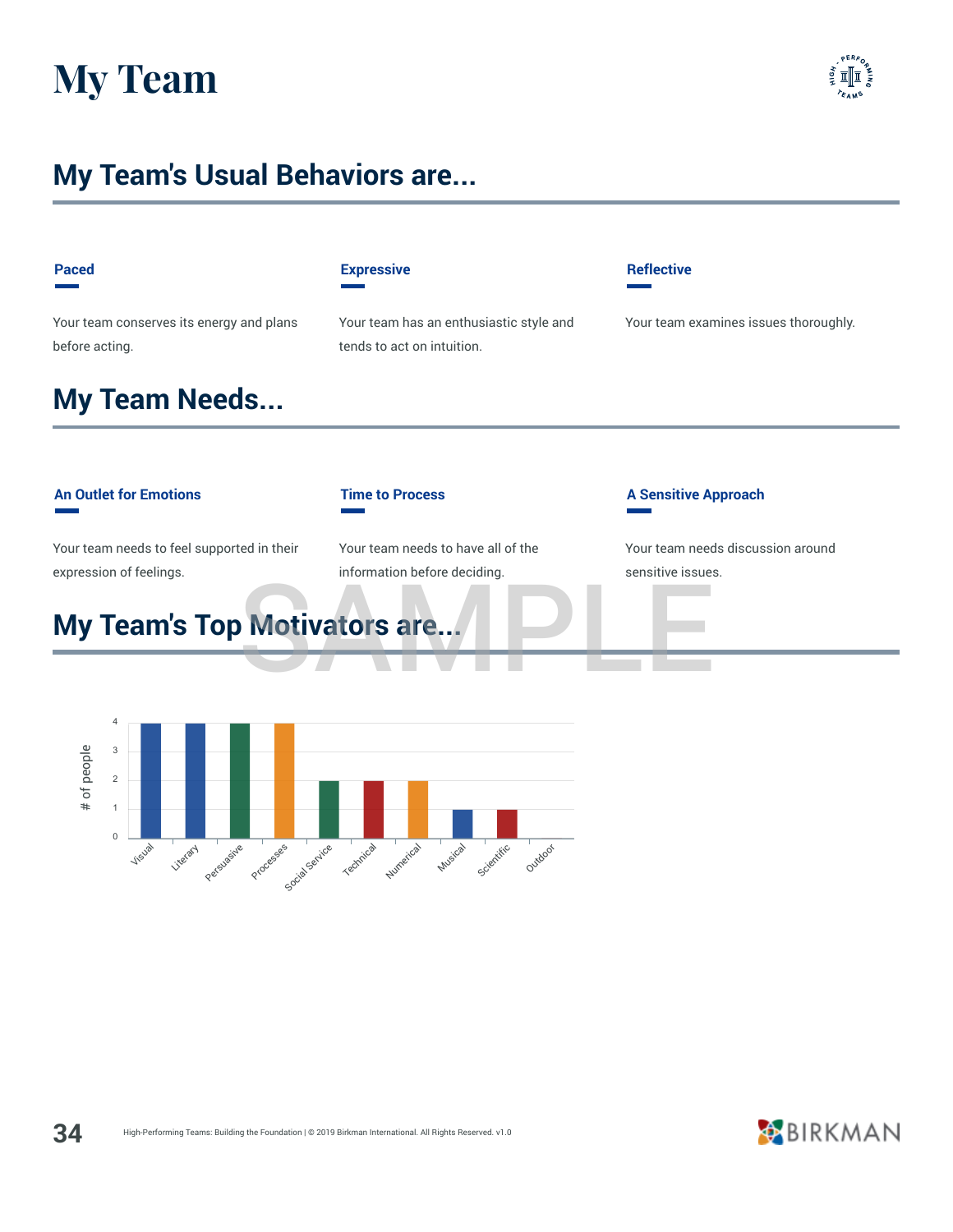# My Team

## My Team's Usual Behaviors are...

### Paced

Your team conserves its energy and plans before acting.

### Expressive

Your team has an enthusiastic style and tends to act on intuition.

### Reflective

Your team examines issues thoroughly.

## My Team Needs...

### An Outlet for Emotions

Your team needs to feel supported in their expression of feelings.

### Time to Process

Your team needs to have all of the information before deciding.

### A Sensitive Approach

Your team needs discussion around sensitive issues.

SAMPLE

## My Team's Top Motivators are...

# of people

4
3
2
1
0

Visual
Literary
Persuasive
Processes
Social Service
Technical
Numerical
Musical
Scientific
Outdoor

High-Performing Teams: Building the Foundation | © 2019 Birkman International. All Rights Reserved. v1.0